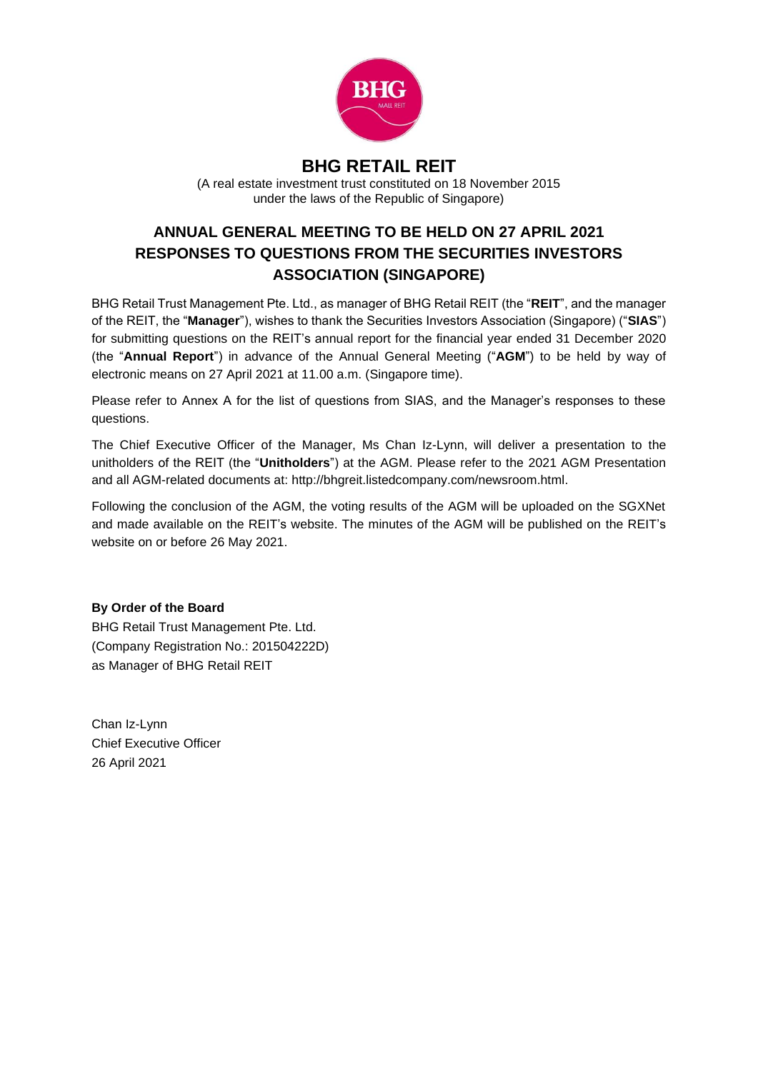# BHG RETAIL REIT

(A real estate investment trust constituted on 18 November 2015 under the laws of the Republic of Singapore)

## ANNUAL GENERAL MEETING TO BE HELD ON 27 APRIL 2021 RESPONSES TO QUESTIONS FROM THE SECURITIES INVESTORS ASSOCIATION (SINGAPORE)

BHG Retail Trust Management Pte. Ltd., as manager of BHG Retail REIT (the "**REIT**", and the manager of the REIT, the "**Manager**"), wishes to thank the Securities Investors Association (Singapore) ("**SIAS**") for submitting questions on the REIT's annual report for the financial year ended 31 December 2020 (the "**Annual Report**") in advance of the Annual General Meeting ("**AGM**") to be held by way of electronic means on 27 April 2021 at 11.00 a.m. (Singapore time).

Please refer to Annex A for the list of questions from SIAS, and the Manager's responses to these questions.

The Chief Executive Officer of the Manager, Ms Chan Iz-Lynn, will deliver a presentation to the unitholders of the REIT (the "**Unitholders**") at the AGM. Please refer to the 2021 AGM Presentation and all AGM-related documents at: http://bhgreit.listedcompany.com/newsroom.html.

Following the conclusion of the AGM, the voting results of the AGM will be uploaded on the SGXNet and made available on the REIT's website. The minutes of the AGM will be published on the REIT's website on or before 26 May 2021.

**By Order of the Board**
BHG Retail Trust Management Pte. Ltd.
(Company Registration No.: 201504222D)
as Manager of BHG Retail REIT

Chan Iz-Lynn
Chief Executive Officer
26 April 2021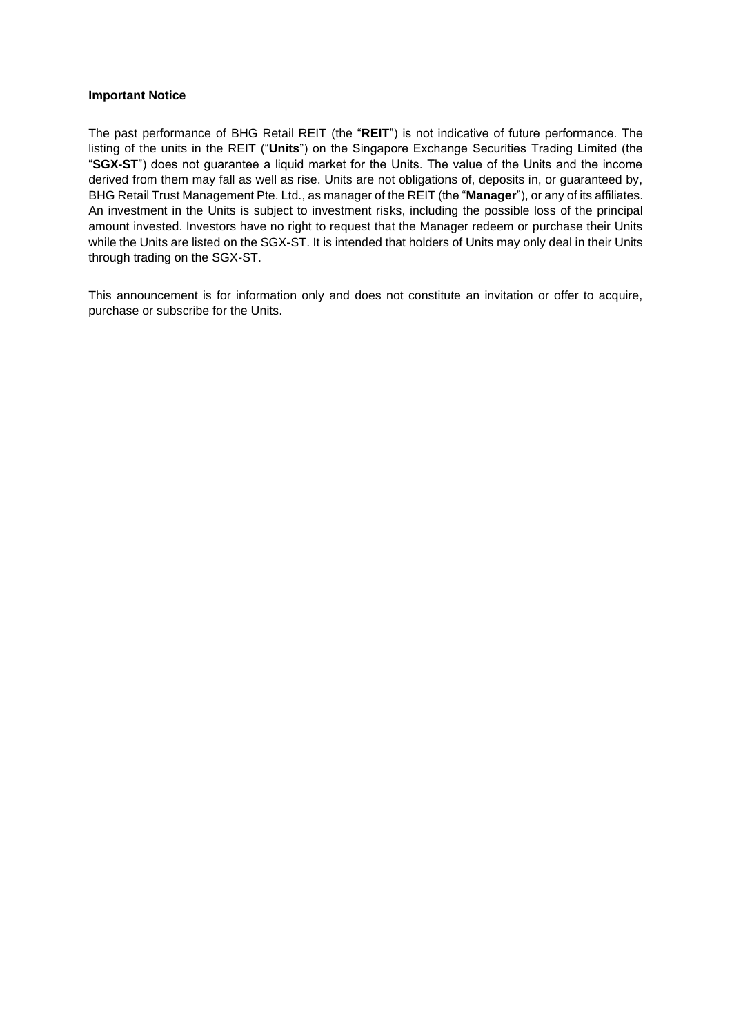**Important Notice**

The past performance of BHG Retail REIT (the "**REIT**") is not indicative of future performance. The listing of the units in the REIT ("**Units**") on the Singapore Exchange Securities Trading Limited (the "**SGX-ST**") does not guarantee a liquid market for the Units. The value of the Units and the income derived from them may fall as well as rise. Units are not obligations of, deposits in, or guaranteed by, BHG Retail Trust Management Pte. Ltd., as manager of the REIT (the "**Manager**"), or any of its affiliates. An investment in the Units is subject to investment risks, including the possible loss of the principal amount invested. Investors have no right to request that the Manager redeem or purchase their Units while the Units are listed on the SGX-ST. It is intended that holders of Units may only deal in their Units through trading on the SGX-ST.

This announcement is for information only and does not constitute an invitation or offer to acquire, purchase or subscribe for the Units.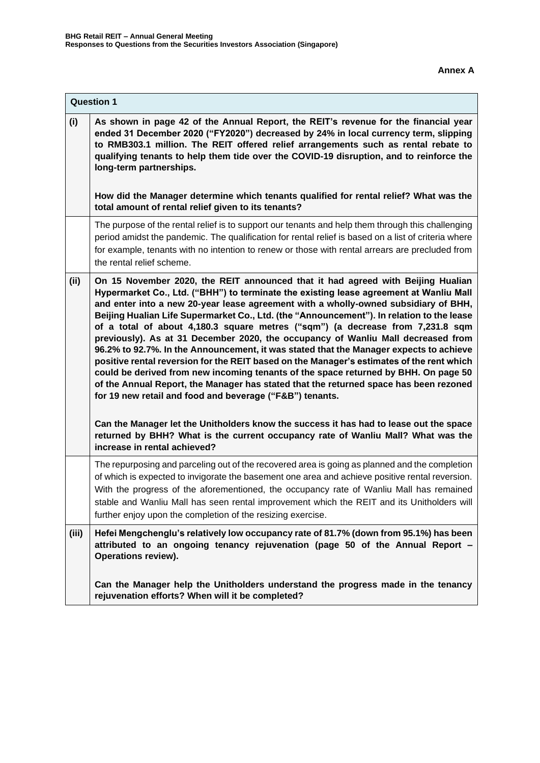**Annex A**

| Question 1 | |
|---|---|
| **(i)** | **As shown in page 42 of the Annual Report, the REIT's revenue for the financial year ended 31 December 2020 ("FY2020") decreased by 24% in local currency term, slipping to RMB303.1 million. The REIT offered relief arrangements such as rental rebate to qualifying tenants to help them tide over the COVID-19 disruption, and to reinforce the long-term partnerships.**<br><br>**How did the Manager determine which tenants qualified for rental relief? What was the total amount of rental relief given to its tenants?** |
| | The purpose of the rental relief is to support our tenants and help them through this challenging period amidst the pandemic. The qualification for rental relief is based on a list of criteria where for example, tenants with no intention to renew or those with rental arrears are precluded from the rental relief scheme. |
| **(ii)** | **On 15 November 2020, the REIT announced that it had agreed with Beijing Hualian Hypermarket Co., Ltd. ("BHH") to terminate the existing lease agreement at Wanliu Mall and enter into a new 20-year lease agreement with a wholly-owned subsidiary of BHH, Beijing Hualian Life Supermarket Co., Ltd. (the "Announcement"). In relation to the lease of a total of about 4,180.3 square metres ("sqm") (a decrease from 7,231.8 sqm previously). As at 31 December 2020, the occupancy of Wanliu Mall decreased from 96.2% to 92.7%. In the Announcement, it was stated that the Manager expects to achieve positive rental reversion for the REIT based on the Manager's estimates of the rent which could be derived from new incoming tenants of the space returned by BHH. On page 50 of the Annual Report, the Manager has stated that the returned space has been rezoned for 19 new retail and food and beverage ("F&B") tenants.**<br><br>**Can the Manager let the Unitholders know the success it has had to lease out the space returned by BHH? What is the current occupancy rate of Wanliu Mall? What was the increase in rental achieved?** |
| | The repurposing and parceling out of the recovered area is going as planned and the completion of which is expected to invigorate the basement one area and achieve positive rental reversion. With the progress of the aforementioned, the occupancy rate of Wanliu Mall has remained stable and Wanliu Mall has seen rental improvement which the REIT and its Unitholders will further enjoy upon the completion of the resizing exercise. |
| **(iii)** | **Hefei Mengchenglu's relatively low occupancy rate of 81.7% (down from 95.1%) has been attributed to an ongoing tenancy rejuvenation (page 50 of the Annual Report – Operations review).**<br><br>**Can the Manager help the Unitholders understand the progress made in the tenancy rejuvenation efforts? When will it be completed?** |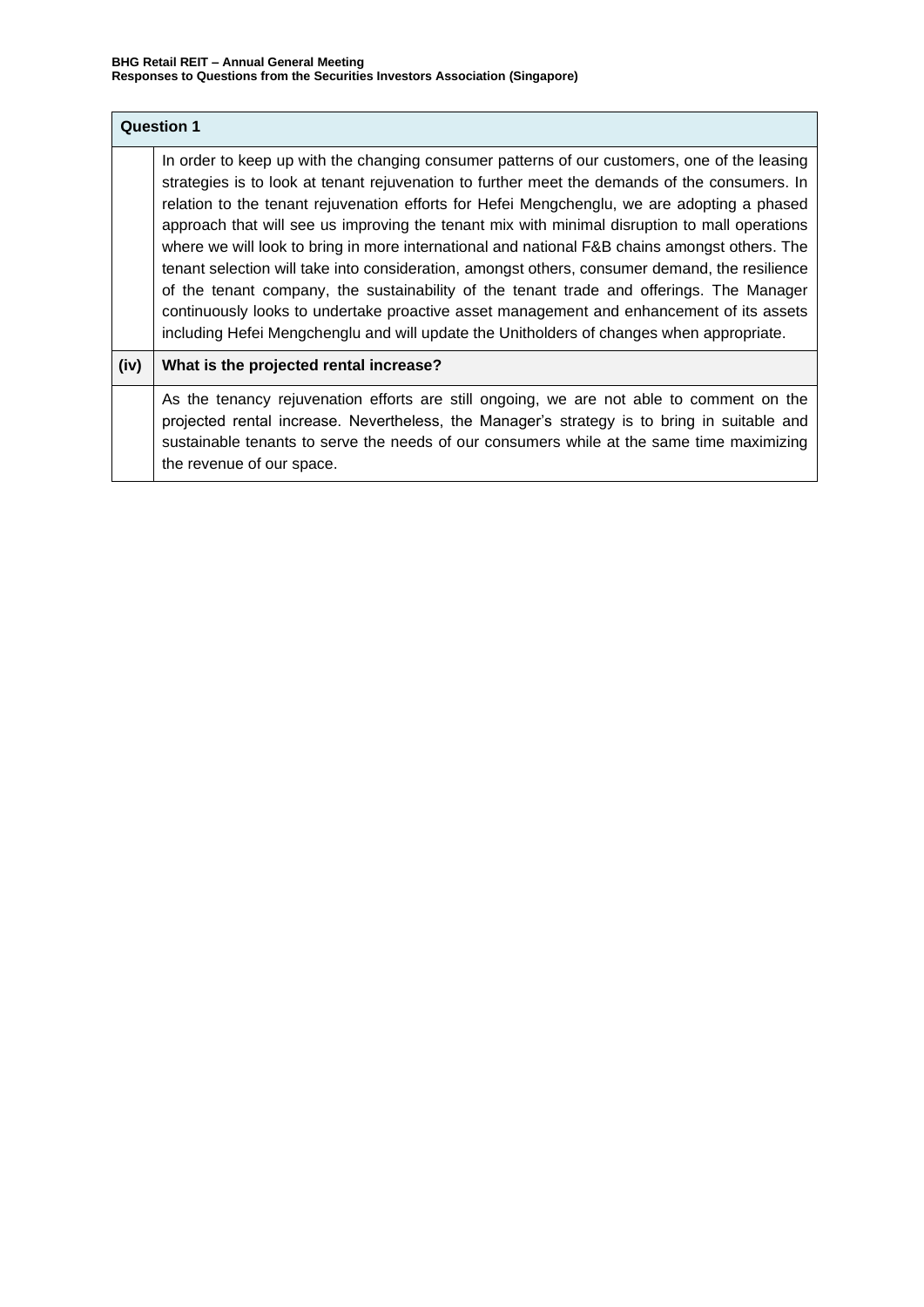| Question 1 | |
| --- | --- |
| | In order to keep up with the changing consumer patterns of our customers, one of the leasing strategies is to look at tenant rejuvenation to further meet the demands of the consumers. In relation to the tenant rejuvenation efforts for Hefei Mengchenglu, we are adopting a phased approach that will see us improving the tenant mix with minimal disruption to mall operations where we will look to bring in more international and national F&B chains amongst others. The tenant selection will take into consideration, amongst others, consumer demand, the resilience of the tenant company, the sustainability of the tenant trade and offerings. The Manager continuously looks to undertake proactive asset management and enhancement of its assets including Hefei Mengchenglu and will update the Unitholders of changes when appropriate. |
| **(iv)** | **What is the projected rental increase?** |
| | As the tenancy rejuvenation efforts are still ongoing, we are not able to comment on the projected rental increase. Nevertheless, the Manager's strategy is to bring in suitable and sustainable tenants to serve the needs of our consumers while at the same time maximizing the revenue of our space. |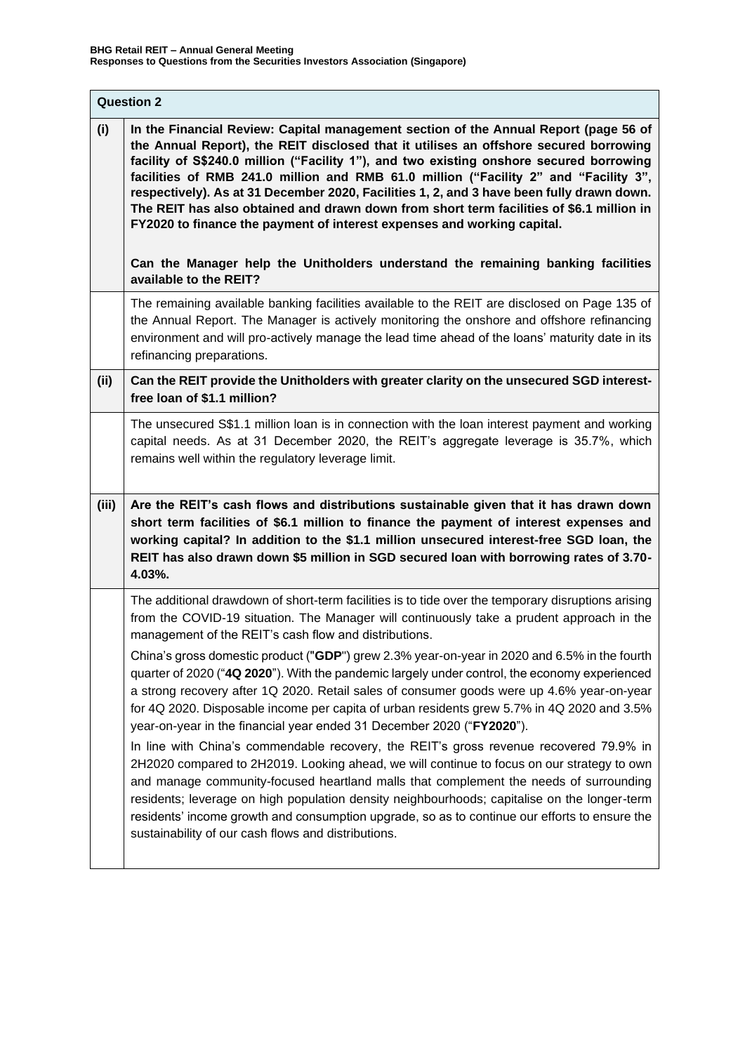| Question 2 | |
|---|---|
| **(i)** | **In the Financial Review: Capital management section of the Annual Report (page 56 of the Annual Report), the REIT disclosed that it utilises an offshore secured borrowing facility of S$240.0 million ("Facility 1"), and two existing onshore secured borrowing facilities of RMB 241.0 million and RMB 61.0 million ("Facility 2" and "Facility 3", respectively). As at 31 December 2020, Facilities 1, 2, and 3 have been fully drawn down. The REIT has also obtained and drawn down from short term facilities of $6.1 million in FY2020 to finance the payment of interest expenses and working capital.**<br><br>**Can the Manager help the Unitholders understand the remaining banking facilities available to the REIT?** |
| | The remaining available banking facilities available to the REIT are disclosed on Page 135 of the Annual Report. The Manager is actively monitoring the onshore and offshore refinancing environment and will pro-actively manage the lead time ahead of the loans' maturity date in its refinancing preparations. |
| **(ii)** | **Can the REIT provide the Unitholders with greater clarity on the unsecured SGD interest-free loan of $1.1 million?** |
| | The unsecured S$1.1 million loan is in connection with the loan interest payment and working capital needs. As at 31 December 2020, the REIT's aggregate leverage is 35.7%, which remains well within the regulatory leverage limit. |
| **(iii)** | **Are the REIT's cash flows and distributions sustainable given that it has drawn down short term facilities of $6.1 million to finance the payment of interest expenses and working capital? In addition to the $1.1 million unsecured interest-free SGD loan, the REIT has also drawn down $5 million in SGD secured loan with borrowing rates of 3.70-4.03%.** |
| | The additional drawdown of short-term facilities is to tide over the temporary disruptions arising from the COVID-19 situation. The Manager will continuously take a prudent approach in the management of the REIT's cash flow and distributions.<br><br>China's gross domestic product ("**GDP**") grew 2.3% year-on-year in 2020 and 6.5% in the fourth quarter of 2020 ("**4Q 2020**"). With the pandemic largely under control, the economy experienced a strong recovery after 1Q 2020. Retail sales of consumer goods were up 4.6% year-on-year for 4Q 2020. Disposable income per capita of urban residents grew 5.7% in 4Q 2020 and 3.5% year-on-year in the financial year ended 31 December 2020 ("**FY2020**").<br><br>In line with China's commendable recovery, the REIT's gross revenue recovered 79.9% in 2H2020 compared to 2H2019. Looking ahead, we will continue to focus on our strategy to own and manage community-focused heartland malls that complement the needs of surrounding residents; leverage on high population density neighbourhoods; capitalise on the longer-term residents' income growth and consumption upgrade, so as to continue our efforts to ensure the sustainability of our cash flows and distributions. |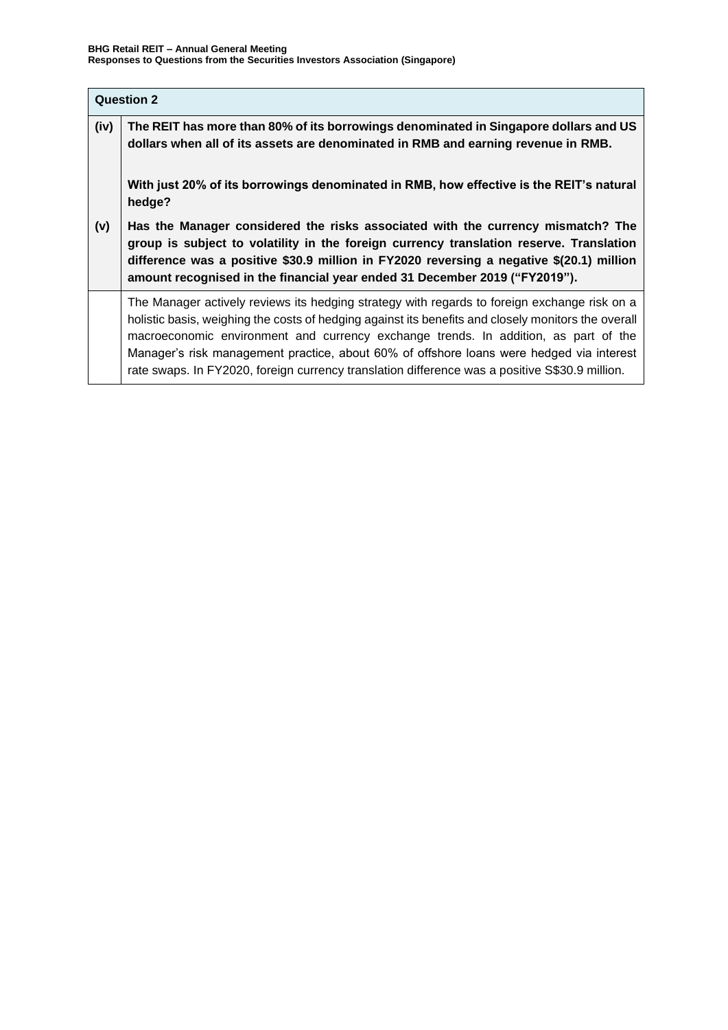| Question 2 | |
|---|---|
| **(iv)** | **The REIT has more than 80% of its borrowings denominated in Singapore dollars and US dollars when all of its assets are denominated in RMB and earning revenue in RMB.**<br><br>**With just 20% of its borrowings denominated in RMB, how effective is the REIT's natural hedge?** |
| **(v)** | **Has the Manager considered the risks associated with the currency mismatch? The group is subject to volatility in the foreign currency translation reserve. Translation difference was a positive $30.9 million in FY2020 reversing a negative $(20.1) million amount recognised in the financial year ended 31 December 2019 ("FY2019").** |
| | The Manager actively reviews its hedging strategy with regards to foreign exchange risk on a holistic basis, weighing the costs of hedging against its benefits and closely monitors the overall macroeconomic environment and currency exchange trends. In addition, as part of the Manager's risk management practice, about 60% of offshore loans were hedged via interest rate swaps. In FY2020, foreign currency translation difference was a positive S$30.9 million. |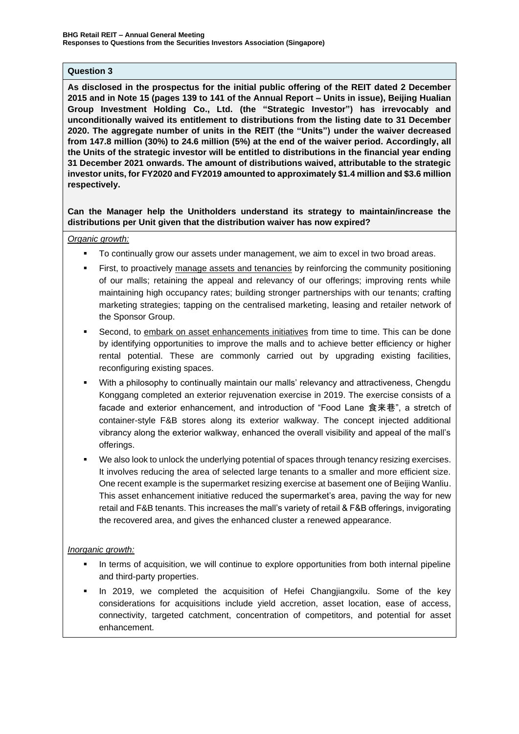**Question 3**

**As disclosed in the prospectus for the initial public offering of the REIT dated 2 December 2015 and in Note 15 (pages 139 to 141 of the Annual Report – Units in issue), Beijing Hualian Group Investment Holding Co., Ltd. (the "Strategic Investor") has irrevocably and unconditionally waived its entitlement to distributions from the listing date to 31 December 2020. The aggregate number of units in the REIT (the "Units") under the waiver decreased from 147.8 million (30%) to 24.6 million (5%) at the end of the waiver period. Accordingly, all the Units of the strategic investor will be entitled to distributions in the financial year ending 31 December 2021 onwards. The amount of distributions waived, attributable to the strategic investor units, for FY2020 and FY2019 amounted to approximately $1.4 million and $3.6 million respectively.**

**Can the Manager help the Unitholders understand its strategy to maintain/increase the distributions per Unit given that the distribution waiver has now expired?**

*Organic growth:*

- To continually grow our assets under management, we aim to excel in two broad areas.
- First, to proactively manage assets and tenancies by reinforcing the community positioning of our malls; retaining the appeal and relevancy of our offerings; improving rents while maintaining high occupancy rates; building stronger partnerships with our tenants; crafting marketing strategies; tapping on the centralised marketing, leasing and retailer network of the Sponsor Group.
- Second, to embark on asset enhancements initiatives from time to time. This can be done by identifying opportunities to improve the malls and to achieve better efficiency or higher rental potential. These are commonly carried out by upgrading existing facilities, reconfiguring existing spaces.
- With a philosophy to continually maintain our malls' relevancy and attractiveness, Chengdu Konggang completed an exterior rejuvenation exercise in 2019. The exercise consists of a facade and exterior enhancement, and introduction of "Food Lane 食来巷", a stretch of container-style F&B stores along its exterior walkway. The concept injected additional vibrancy along the exterior walkway, enhanced the overall visibility and appeal of the mall's offerings.
- We also look to unlock the underlying potential of spaces through tenancy resizing exercises. It involves reducing the area of selected large tenants to a smaller and more efficient size. One recent example is the supermarket resizing exercise at basement one of Beijing Wanliu. This asset enhancement initiative reduced the supermarket's area, paving the way for new retail and F&B tenants. This increases the mall's variety of retail & F&B offerings, invigorating the recovered area, and gives the enhanced cluster a renewed appearance.

*Inorganic growth:*

- In terms of acquisition, we will continue to explore opportunities from both internal pipeline and third-party properties.
- In 2019, we completed the acquisition of Hefei Changjiangxilu. Some of the key considerations for acquisitions include yield accretion, asset location, ease of access, connectivity, targeted catchment, concentration of competitors, and potential for asset enhancement.